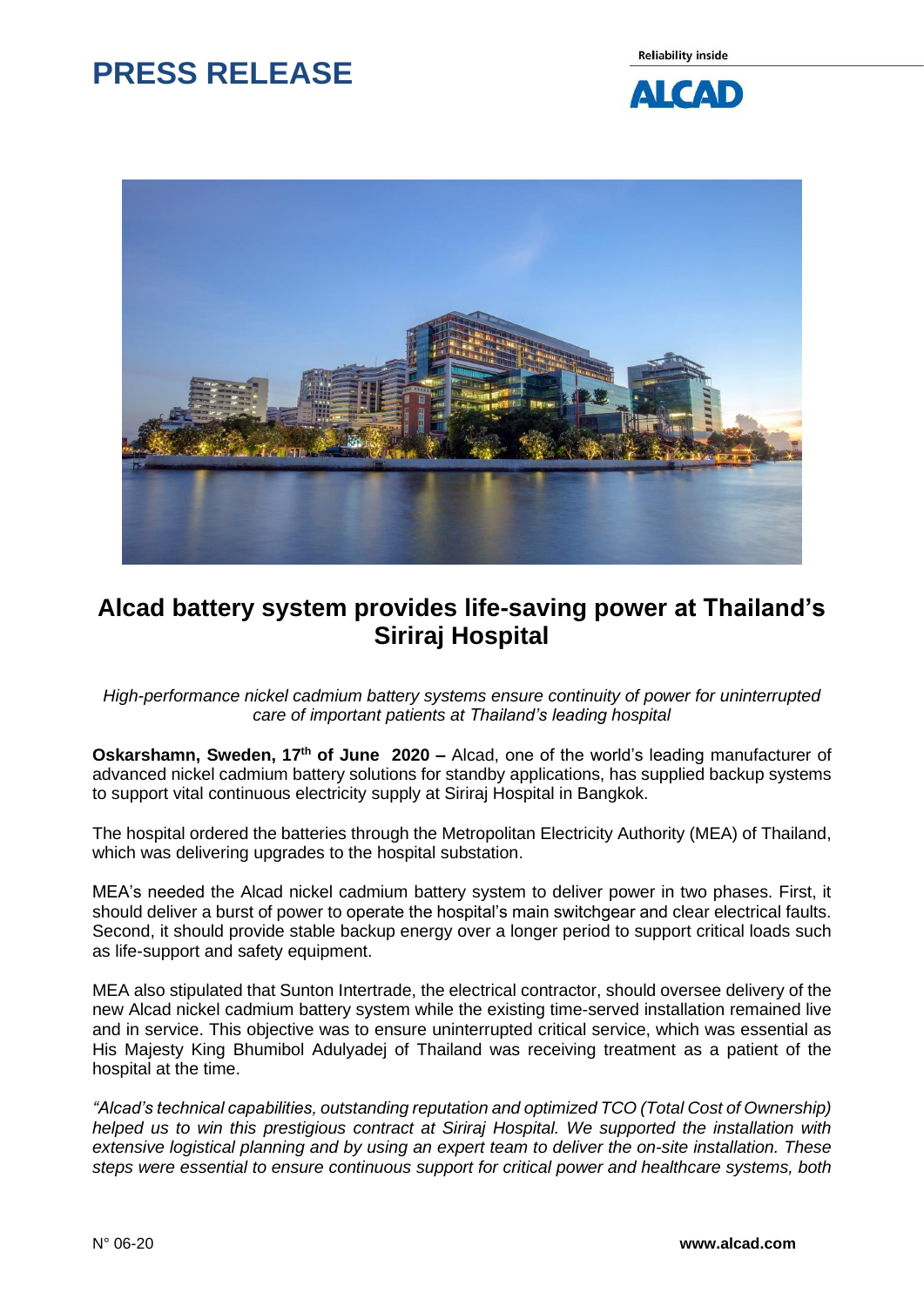# PRESS RELEASE

## Alcad battery system provides life-saving power at Thailand's Siriraj Hospital

*High-performance nickel cadmium battery systems ensure continuity of power for uninterrupted care of important patients at Thailand's leading hospital*

**Oskarshamn, Sweden, 17th of June 2020 –** Alcad, one of the world's leading manufacturer of advanced nickel cadmium battery solutions for standby applications, has supplied backup systems to support vital continuous electricity supply at Siriraj Hospital in Bangkok.

The hospital ordered the batteries through the Metropolitan Electricity Authority (MEA) of Thailand, which was delivering upgrades to the hospital substation.

MEA's needed the Alcad nickel cadmium battery system to deliver power in two phases. First, it should deliver a burst of power to operate the hospital's main switchgear and clear electrical faults. Second, it should provide stable backup energy over a longer period to support critical loads such as life-support and safety equipment.

MEA also stipulated that Sunton Intertrade, the electrical contractor, should oversee delivery of the new Alcad nickel cadmium battery system while the existing time-served installation remained live and in service. This objective was to ensure uninterrupted critical service, which was essential as His Majesty King Bhumibol Adulyadej of Thailand was receiving treatment as a patient of the hospital at the time.

*"Alcad's technical capabilities, outstanding reputation and optimized TCO (Total Cost of Ownership) helped us to win this prestigious contract at Siriraj Hospital. We supported the installation with extensive logistical planning and by using an expert team to deliver the on-site installation. These steps were essential to ensure continuous support for critical power and healthcare systems, both*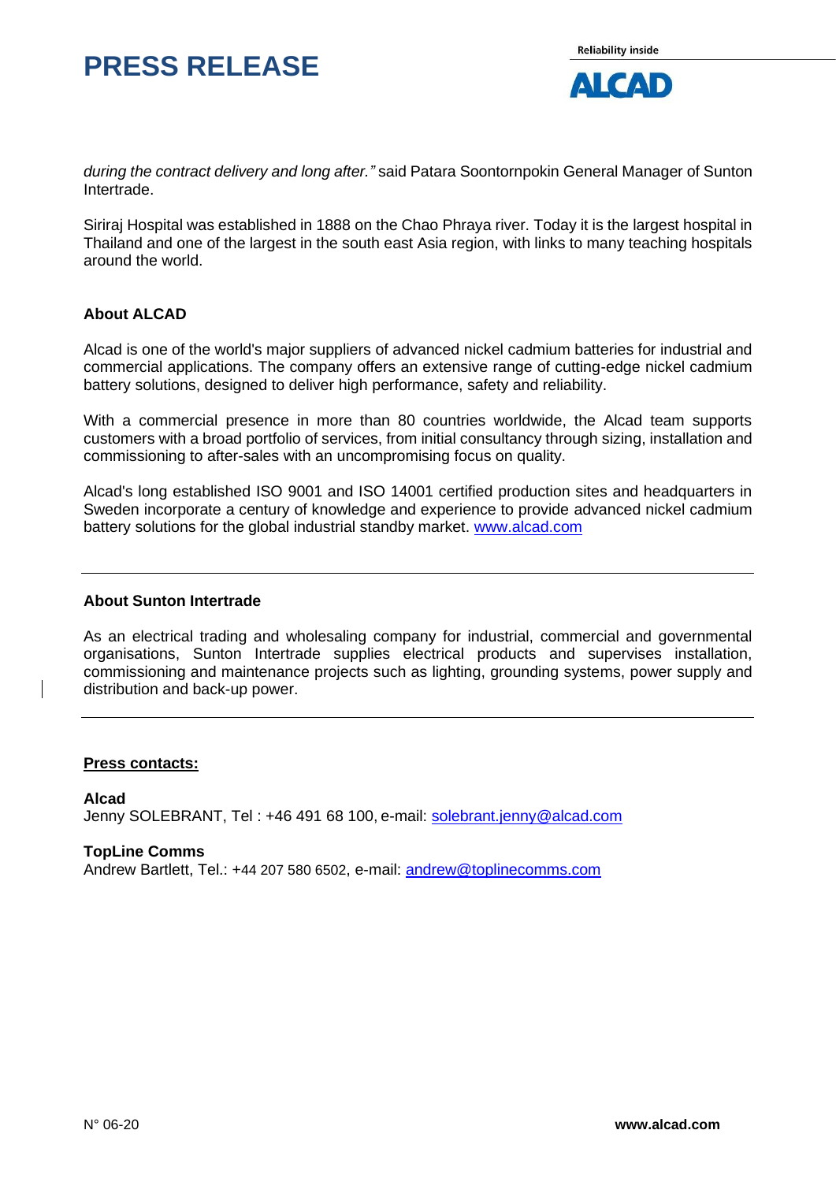*during the contract delivery and long after."* said Patara Soontornpokin General Manager of Sunton Intertrade.

Siriraj Hospital was established in 1888 on the Chao Phraya river. Today it is the largest hospital in Thailand and one of the largest in the south east Asia region, with links to many teaching hospitals around the world.

**About ALCAD**

Alcad is one of the world's major suppliers of advanced nickel cadmium batteries for industrial and commercial applications. The company offers an extensive range of cutting-edge nickel cadmium battery solutions, designed to deliver high performance, safety and reliability.

With a commercial presence in more than 80 countries worldwide, the Alcad team supports customers with a broad portfolio of services, from initial consultancy through sizing, installation and commissioning to after-sales with an uncompromising focus on quality.

Alcad's long established ISO 9001 and ISO 14001 certified production sites and headquarters in Sweden incorporate a century of knowledge and experience to provide advanced nickel cadmium battery solutions for the global industrial standby market. www.alcad.com

---

**About Sunton Intertrade**

As an electrical trading and wholesaling company for industrial, commercial and governmental organisations, Sunton Intertrade supplies electrical products and supervises installation, commissioning and maintenance projects such as lighting, grounding systems, power supply and distribution and back-up power.

---

**Press contacts:**

**Alcad**
Jenny SOLEBRANT, Tel : +46 491 68 100, e-mail: solebrant.jenny@alcad.com

**TopLine Comms**
Andrew Bartlett, Tel.: +44 207 580 6502, e-mail: andrew@toplinecomms.com

N° 06-20